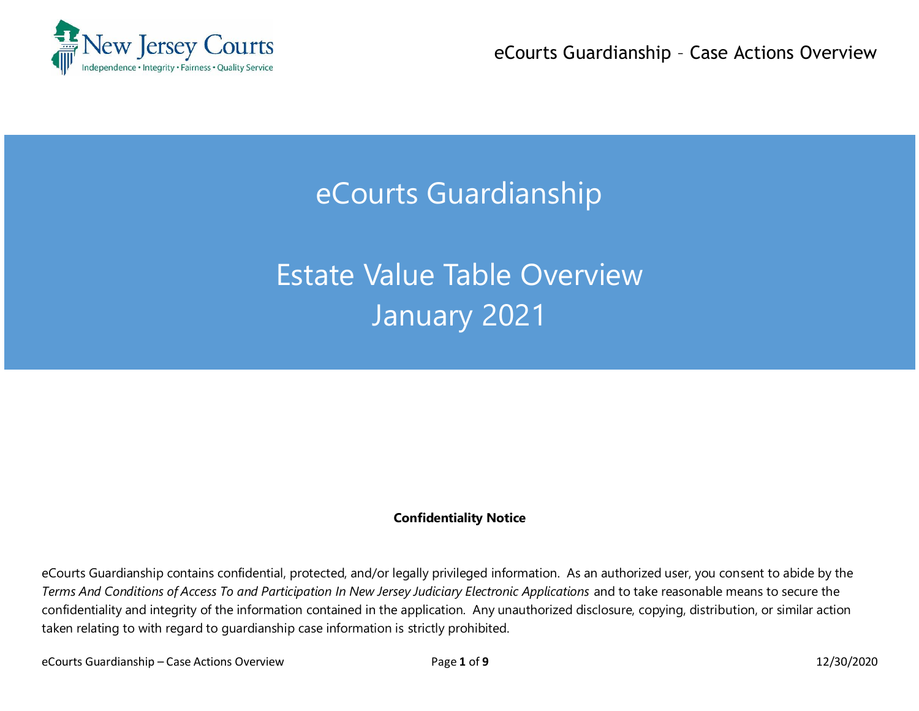# eCourts Guardianship

# Estate Value Table Overview
## January 2021

**Confidentiality Notice**

eCourts Guardianship contains confidential, protected, and/or legally privileged information. As an authorized user, you consent to abide by the *Terms And Conditions of Access To and Participation In New Jersey Judiciary Electronic Applications* and to take reasonable means to secure the confidentiality and integrity of the information contained in the application. Any unauthorized disclosure, copying, distribution, or similar action taken relating to with regard to guardianship case information is strictly prohibited.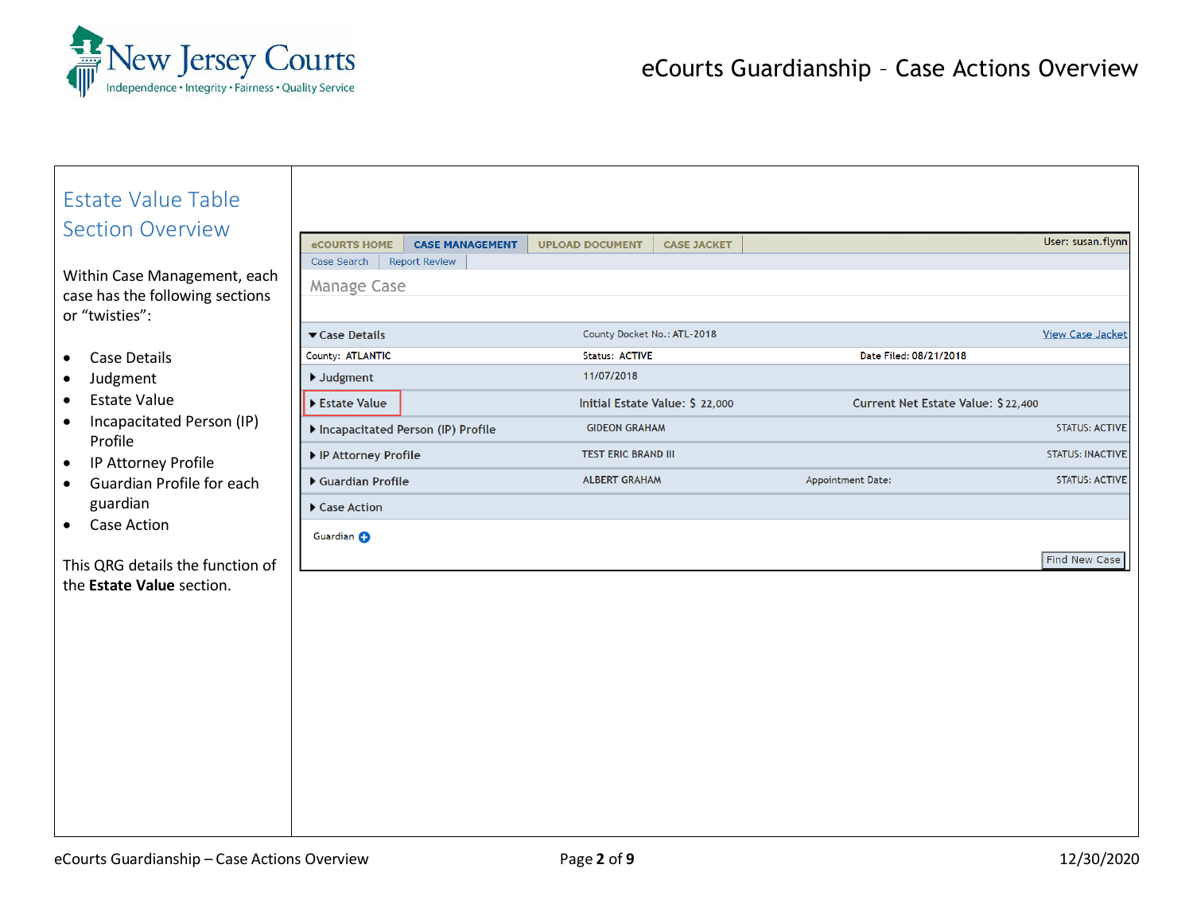## Estate Value Table Section Overview

Within Case Management, each case has the following sections or "twisties":

- Case Details
- Judgment
- Estate Value
- Incapacitated Person (IP) Profile
- IP Attorney Profile
- Guardian Profile for each guardian
- Case Action

This QRG details the function of the **Estate Value** section.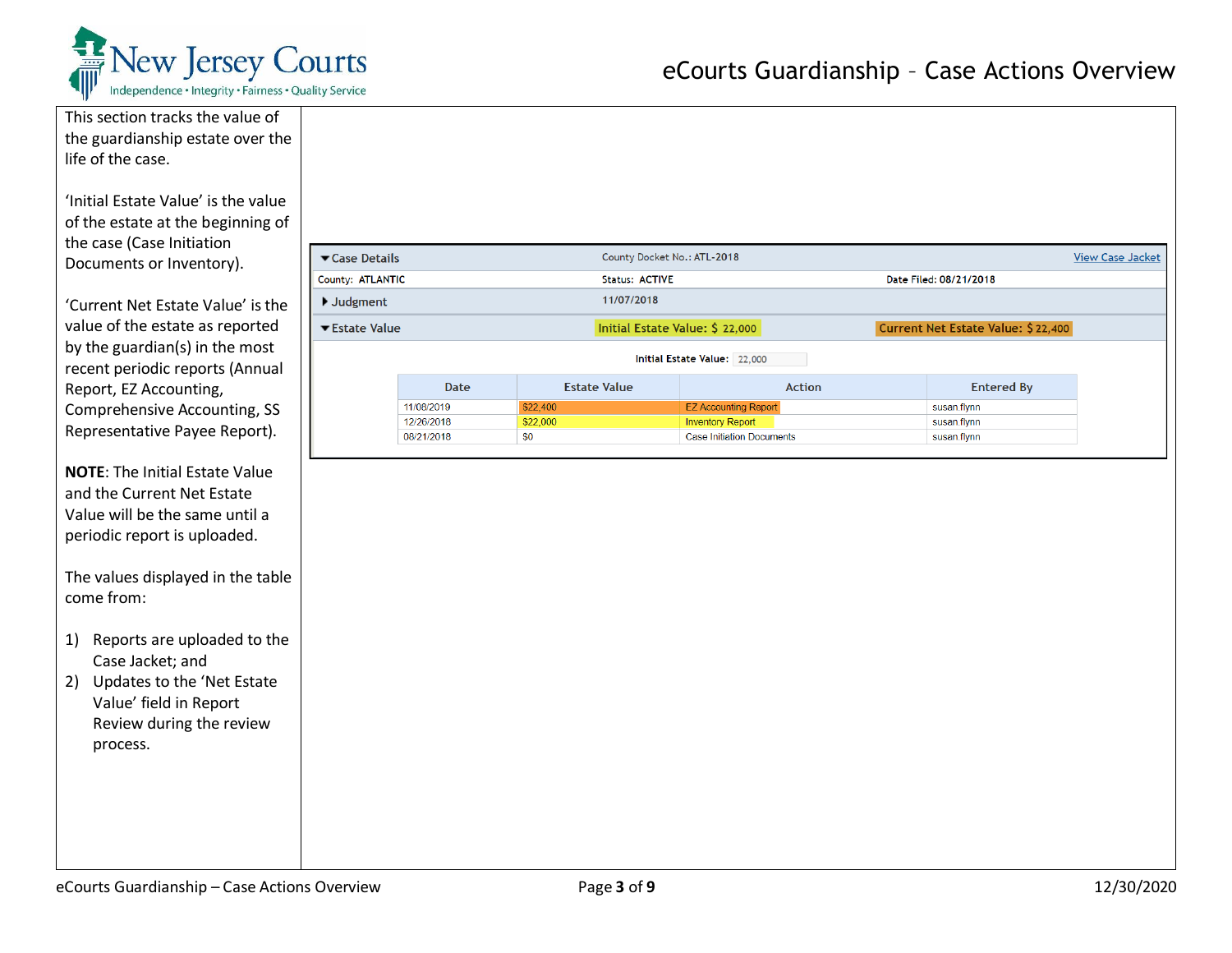This section tracks the value of the guardianship estate over the life of the case.

'Initial Estate Value' is the value of the estate at the beginning of the case (Case Initiation Documents or Inventory).

'Current Net Estate Value' is the value of the estate as reported by the guardian(s) in the most recent periodic reports (Annual Report, EZ Accounting, Comprehensive Accounting, SS Representative Payee Report).

**NOTE**: The Initial Estate Value and the Current Net Estate Value will be the same until a periodic report is uploaded.

The values displayed in the table come from:

1) Reports are uploaded to the Case Jacket; and
2) Updates to the 'Net Estate Value' field in Report Review during the review process.

▾ Case Details | County Docket No.: ATL-2018 | View Case Jacket

County: ATLANTIC | Status: ACTIVE | Date Filed: 08/21/2018

▸ Judgment | 11/07/2018

▾ Estate Value | Initial Estate Value: $ 22,000 | Current Net Estate Value: $ 22,400

Initial Estate Value: 22,000

| Date | Estate Value | Action | Entered By |
|---|---|---|---|
| 11/08/2019 | $22,400 | EZ Accounting Report | susan.flynn |
| 12/26/2018 | $22,000 | Inventory Report | susan.flynn |
| 08/21/2018 | $0 | Case Initiation Documents | susan.flynn |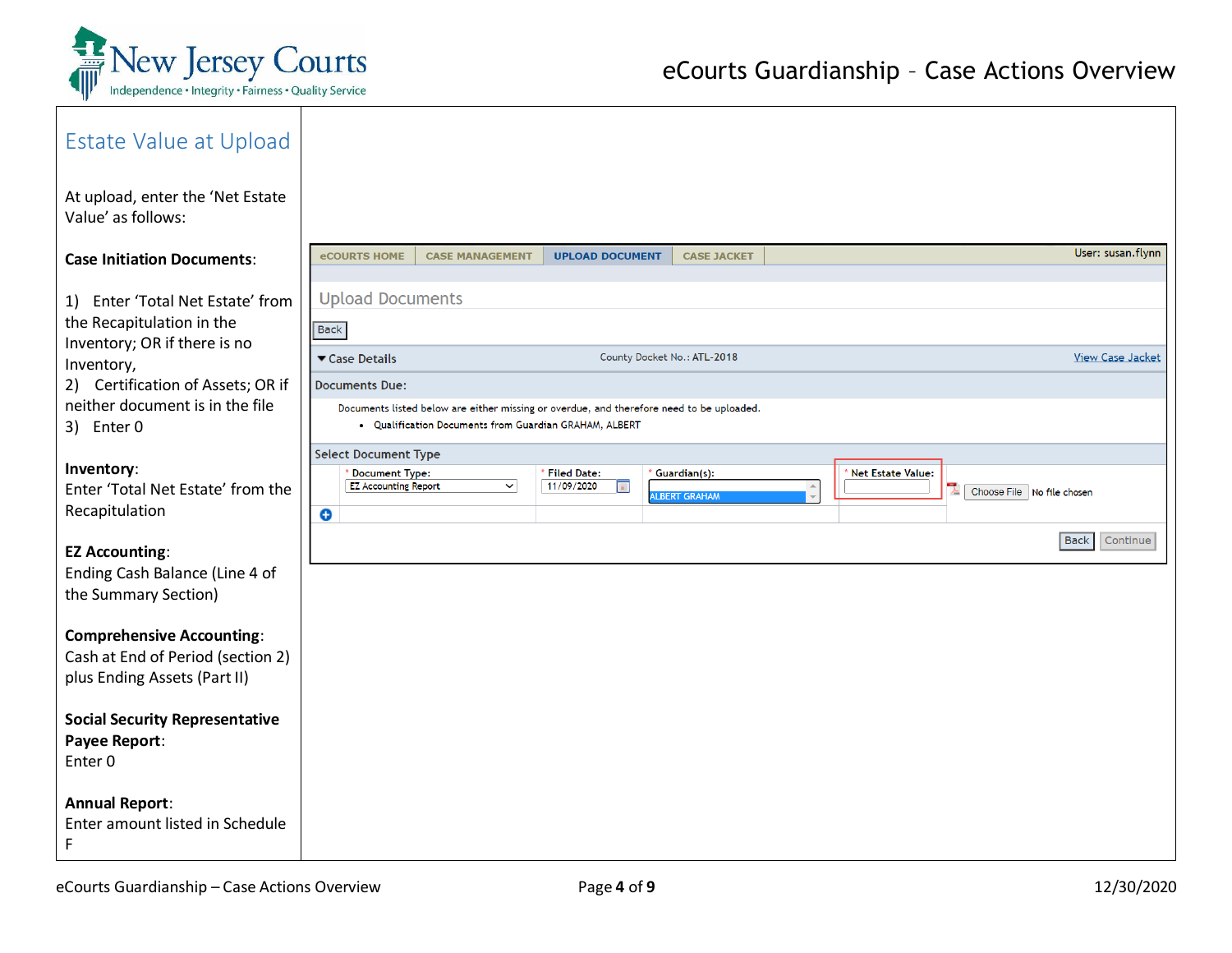## Estate Value at Upload

At upload, enter the 'Net Estate Value' as follows:

**Case Initiation Documents**:

1) Enter 'Total Net Estate' from the Recapitulation in the Inventory; OR if there is no Inventory,
2) Certification of Assets; OR if neither document is in the file
3) Enter 0

**Inventory**:
Enter 'Total Net Estate' from the Recapitulation

**EZ Accounting**:
Ending Cash Balance (Line 4 of the Summary Section)

**Comprehensive Accounting**:
Cash at End of Period (section 2) plus Ending Assets (Part II)

**Social Security Representative Payee Report**:
Enter 0

**Annual Report**:
Enter amount listed in Schedule F

eCOURTS HOME | CASE MANAGEMENT | UPLOAD DOCUMENT | CASE JACKET — User: susan.flynn

Upload Documents

Back

▼ Case Details — County Docket No.: ATL-2018 — View Case Jacket

Documents Due:

Documents listed below are either missing or overdue, and therefore need to be uploaded.

- Qualification Documents from Guardian GRAHAM, ALBERT

Select Document Type

| * Document Type: | * Filed Date: | * Guardian(s): | * Net Estate Value: | |
|---|---|---|---|---|
| EZ Accounting Report | 11/09/2020 | ALBERT GRAHAM | | Choose File No file chosen |

Back Continue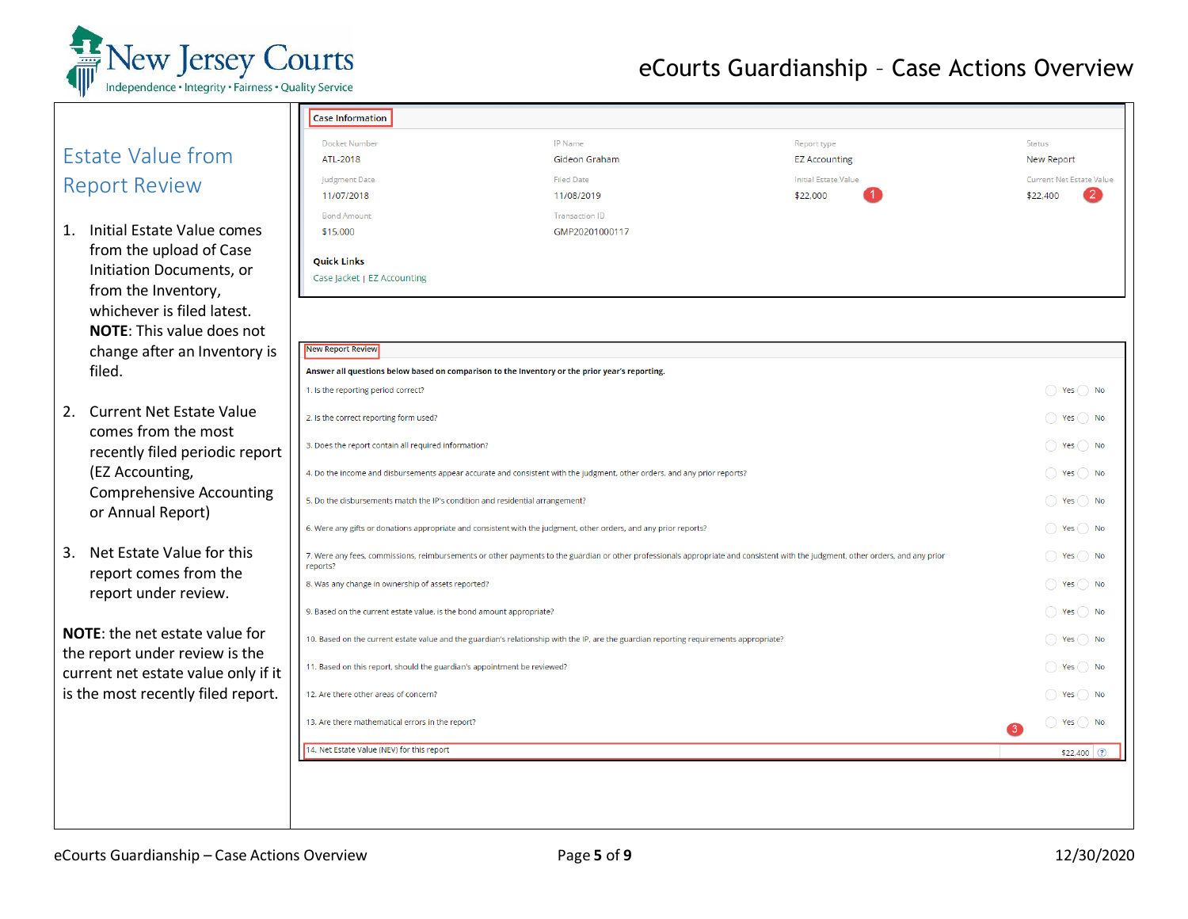## Estate Value from Report Review

1. Initial Estate Value comes from the upload of Case Initiation Documents, or from the Inventory, whichever is filed latest. **NOTE**: This value does not change after an Inventory is filed.

2. Current Net Estate Value comes from the most recently filed periodic report (EZ Accounting, Comprehensive Accounting or Annual Report)

3. Net Estate Value for this report comes from the report under review.

**NOTE**: the net estate value for the report under review is the current net estate value only if it is the most recently filed report.

**Case Information**

| Docket Number | IP Name | Report type | Status |
|---|---|---|---|
| ATL-2018 | Gideon Graham | EZ Accounting | New Report |
| **Judgment Date** | **Filed Date** | **Initial Estate Value** | **Current Net Estate Value** |
| 11/07/2018 | 11/08/2019 | $22,000 (1) | $22,400 (2) |
| **Bond Amount** | **Transaction ID** | | |
| $15,000 | GMP20201000117 | | |

**Quick Links**

Case Jacket | EZ Accounting

**New Report Review**

**Answer all questions below based on comparison to the inventory or the prior year's reporting.**

1. Is the reporting period correct? ◯ Yes ◯ No
2. Is the correct reporting form used? ◯ Yes ◯ No
3. Does the report contain all required information? ◯ Yes ◯ No
4. Do the income and disbursements appear accurate and consistent with the judgment, other orders, and any prior reports? ◯ Yes ◯ No
5. Do the disbursements match the IP's condition and residential arrangement? ◯ Yes ◯ No
6. Were any gifts or donations appropriate and consistent with the judgment, other orders, and any prior reports? ◯ Yes ◯ No
7. Were any fees, commissions, reimbursements or other payments to the guardian or other professionals appropriate and consistent with the judgment, other orders, and any prior reports? ◯ Yes ◯ No
8. Was any change in ownership of assets reported? ◯ Yes ◯ No
9. Based on the current estate value, is the bond amount appropriate? ◯ Yes ◯ No
10. Based on the current estate value and the guardian's relationship with the IP, are the guardian reporting requirements appropriate? ◯ Yes ◯ No
11. Based on this report, should the guardian's appointment be reviewed? ◯ Yes ◯ No
12. Are there other areas of concern? ◯ Yes ◯ No
13. Are there mathematical errors in the report? ◯ Yes ◯ No
14. Net Estate Value (NEV) for this report (3) $22,400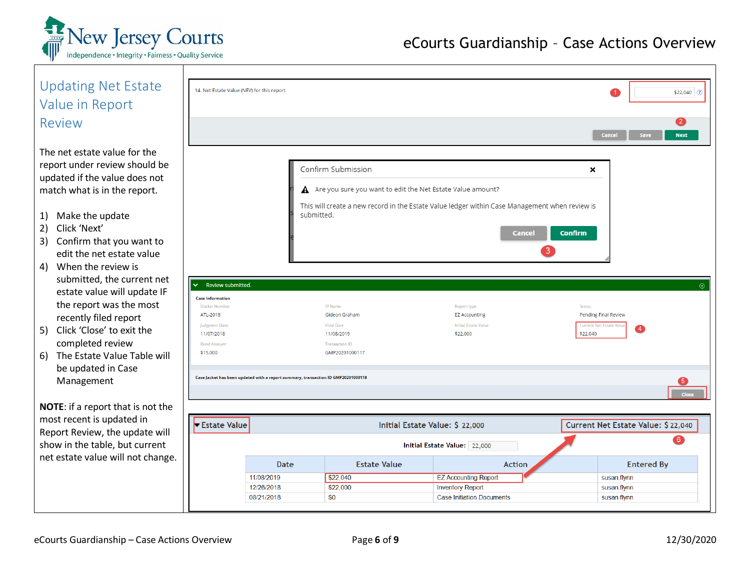## Updating Net Estate Value in Report Review

The net estate value for the report under review should be updated if the value does not match what is in the report.

1) Make the update
2) Click 'Next'
3) Confirm that you want to edit the net estate value
4) When the review is submitted, the current net estate value will update IF the report was the most recently filed report
5) Click 'Close' to exit the completed review
6) The Estate Value Table will be updated in Case Management

**NOTE**: if a report that is not the most recent is updated in Report Review, the update will show in the table, but current net estate value will not change.

14. Net Estate Value (NEV) for this report — $22,040

Cancel | Save | Next

**Confirm Submission**

Are you sure you want to edit the Net Estate Value amount?

This will create a new record in the Estate Value ledger within Case Management when review is submitted.

Cancel | Confirm

**Review submitted.**

**Case Information**

| Docket Number | IP Name | Report type | Status |
|---|---|---|---|
| ATL-2018 | Gideon Graham | EZ Accounting | Pending Final Review |
| **Judgment Date** | **Filed Date** | **Initial Estate Value** | **Current Net Estate Value** |
| 11/07/2018 | 11/08/2019 | $22,000 | $22,040 |
| **Bond Amount** | **Transaction ID** | | |
| $15,000 | GMP20201000117 | | |

Case Jacket has been updated with a report summary, transaction ID GMP20201000118

Close

**Estate Value** — Initial Estate Value: $ 22,000 — Current Net Estate Value: $ 22,040

Initial Estate Value: 22,000

| Date | Estate Value | Action | Entered By |
|---|---|---|---|
| 11/08/2019 | $22,040 | EZ Accounting Report | susan.flynn |
| 12/26/2018 | $22,000 | Inventory Report | susan.flynn |
| 08/21/2018 | $0 | Case Initiation Documents | susan.flynn |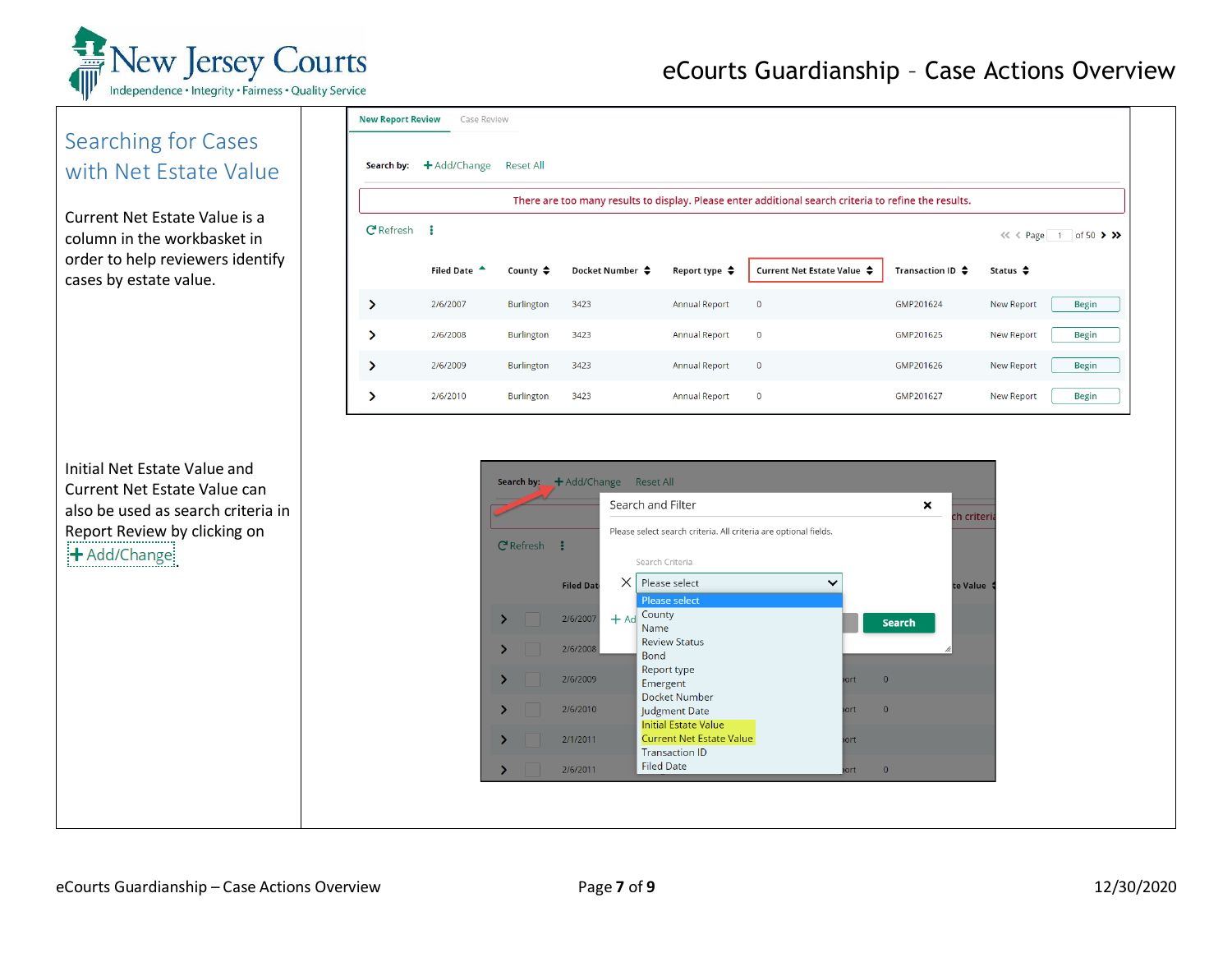## Searching for Cases with Net Estate Value

Current Net Estate Value is a column in the workbasket in order to help reviewers identify cases by estate value.

New Report Review | Case Review

Search by: + Add/Change Reset All

There are too many results to display. Please enter additional search criteria to refine the results.

Refresh

Page 1 of 50

| | Filed Date | County | Docket Number | Report type | Current Net Estate Value | Transaction ID | Status | |
|---|---|---|---|---|---|---|---|---|
| > | 2/6/2007 | Burlington | 3423 | Annual Report | 0 | GMP201624 | New Report | Begin |
| > | 2/6/2008 | Burlington | 3423 | Annual Report | 0 | GMP201625 | New Report | Begin |
| > | 2/6/2009 | Burlington | 3423 | Annual Report | 0 | GMP201626 | New Report | Begin |
| > | 2/6/2010 | Burlington | 3423 | Annual Report | 0 | GMP201627 | New Report | Begin |

Initial Net Estate Value and Current Net Estate Value can also be used as search criteria in Report Review by clicking on + Add/Change

Search and Filter

Please select search criteria. All criteria are optional fields.

Search Criteria

Please select
- County
- Name
- Review Status
- Bond
- Report type
- Emergent
- Docket Number
- Judgment Date
- Initial Estate Value
- Current Net Estate Value
- Transaction ID
- Filed Date

Search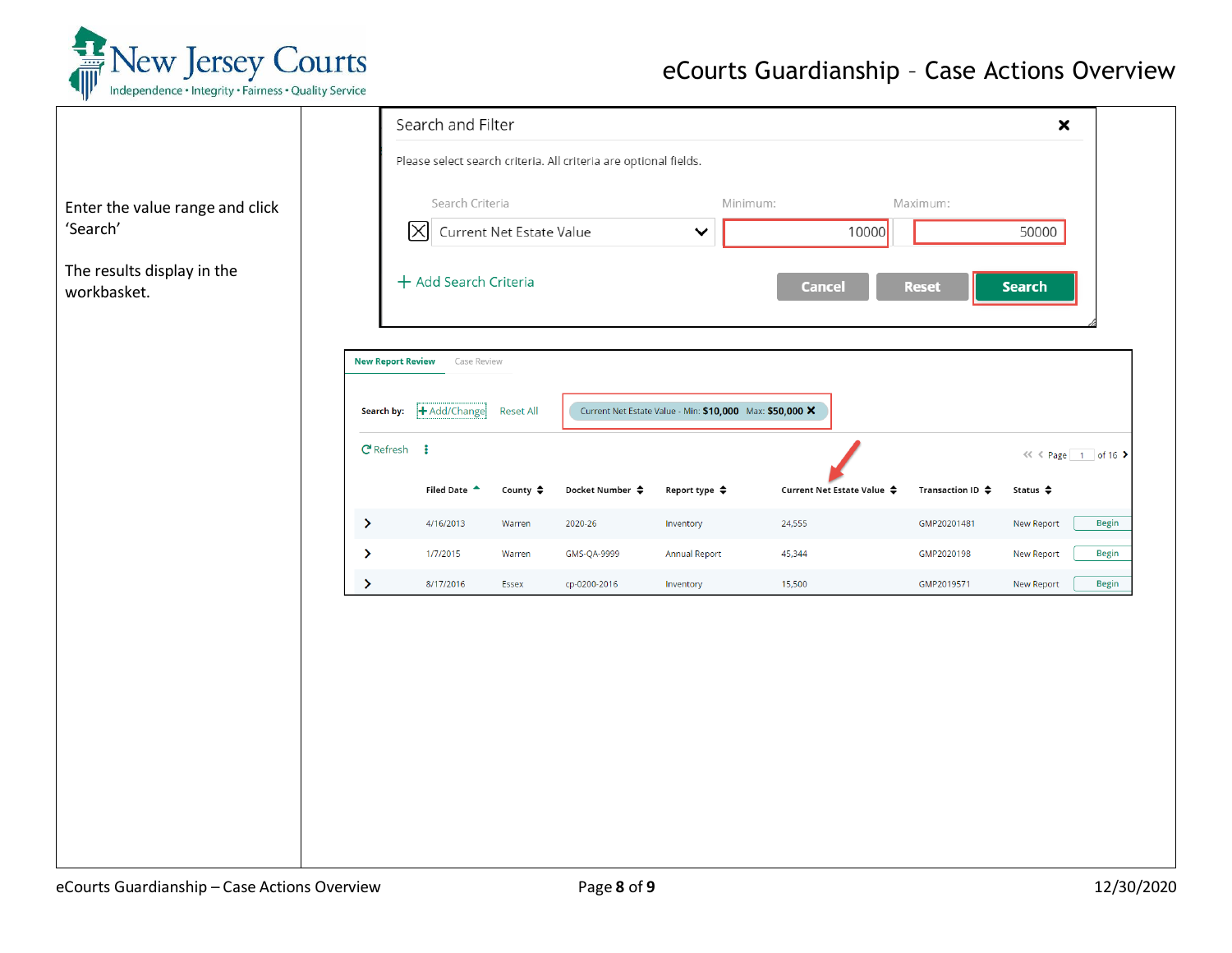| | |
|---|---|
| Enter the value range and click 'Search'<br><br>The results display in the workbasket. | **Search and Filter**<br>Please select search criteria. All criteria are optional fields.<br>Search Criteria: Current Net Estate Value — Minimum: 10000 — Maximum: 50000<br>+ Add Search Criteria<br>Cancel / Reset / Search<br><br>New Report Review / Case Review<br>Search by: + Add/Change — Reset All — Current Net Estate Value - Min: $10,000 Max: $50,000<br>Refresh — Page 1 of 16 |

| Filed Date | County | Docket Number | Report type | Current Net Estate Value | Transaction ID | Status | |
|---|---|---|---|---|---|---|---|
| 4/16/2013 | Warren | 2020-26 | Inventory | 24,555 | GMP20201481 | New Report | Begin |
| 1/7/2015 | Warren | GMS-QA-9999 | Annual Report | 45,344 | GMP2020198 | New Report | Begin |
| 8/17/2016 | Essex | cp-0200-2016 | Inventory | 15,500 | GMP2019571 | New Report | Begin |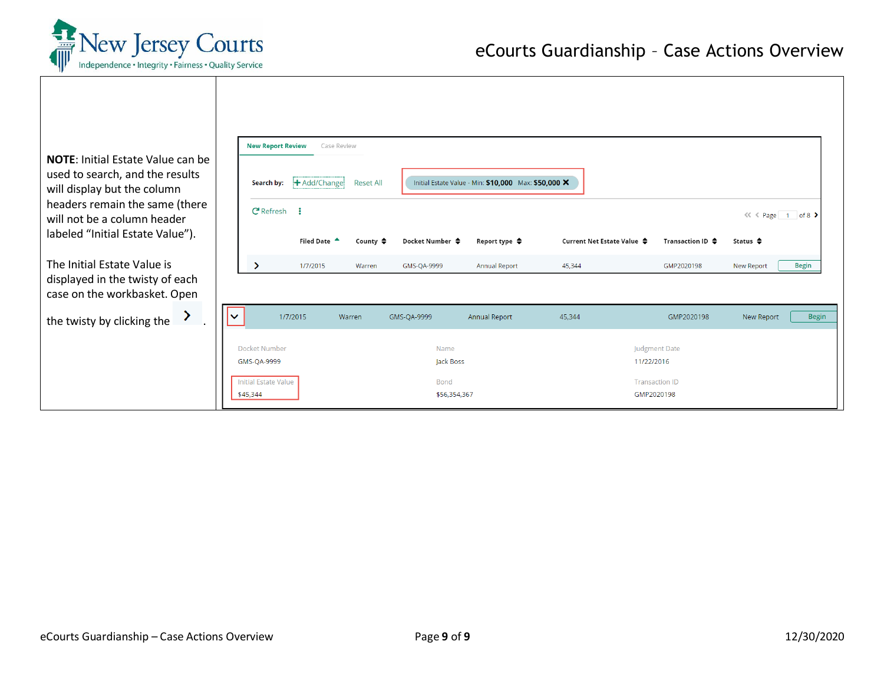**NOTE**: Initial Estate Value can be used to search, and the results will display but the column headers remain the same (there will not be a column header labeled "Initial Estate Value").

The Initial Estate Value is displayed in the twisty of each case on the workbasket. Open the twisty by clicking the >.

New Report Review | Case Review

Search by: + Add/Change Reset All | Initial Estate Value - Min: $10,000 Max: $50,000 ✕

Refresh

Page 1 of 8

| | Filed Date | County | Docket Number | Report type | Current Net Estate Value | Transaction ID | Status | |
|---|---|---|---|---|---|---|---|---|
| > | 1/7/2015 | Warren | GMS-QA-9999 | Annual Report | 45,344 | GMP2020198 | New Report | Begin |

| | | | | | | | |
|---|---|---|---|---|---|---|---|
| ⌄ | 1/7/2015 | Warren | GMS-QA-9999 | Annual Report | 45,344 | GMP2020198 | New Report | Begin |

| | | |
|---|---|---|
| Docket Number<br>GMS-QA-9999 | Name<br>Jack Boss | Judgment Date<br>11/22/2016 |
| Initial Estate Value<br>$45,344 | Bond<br>$56,354,367 | Transaction ID<br>GMP2020198 |